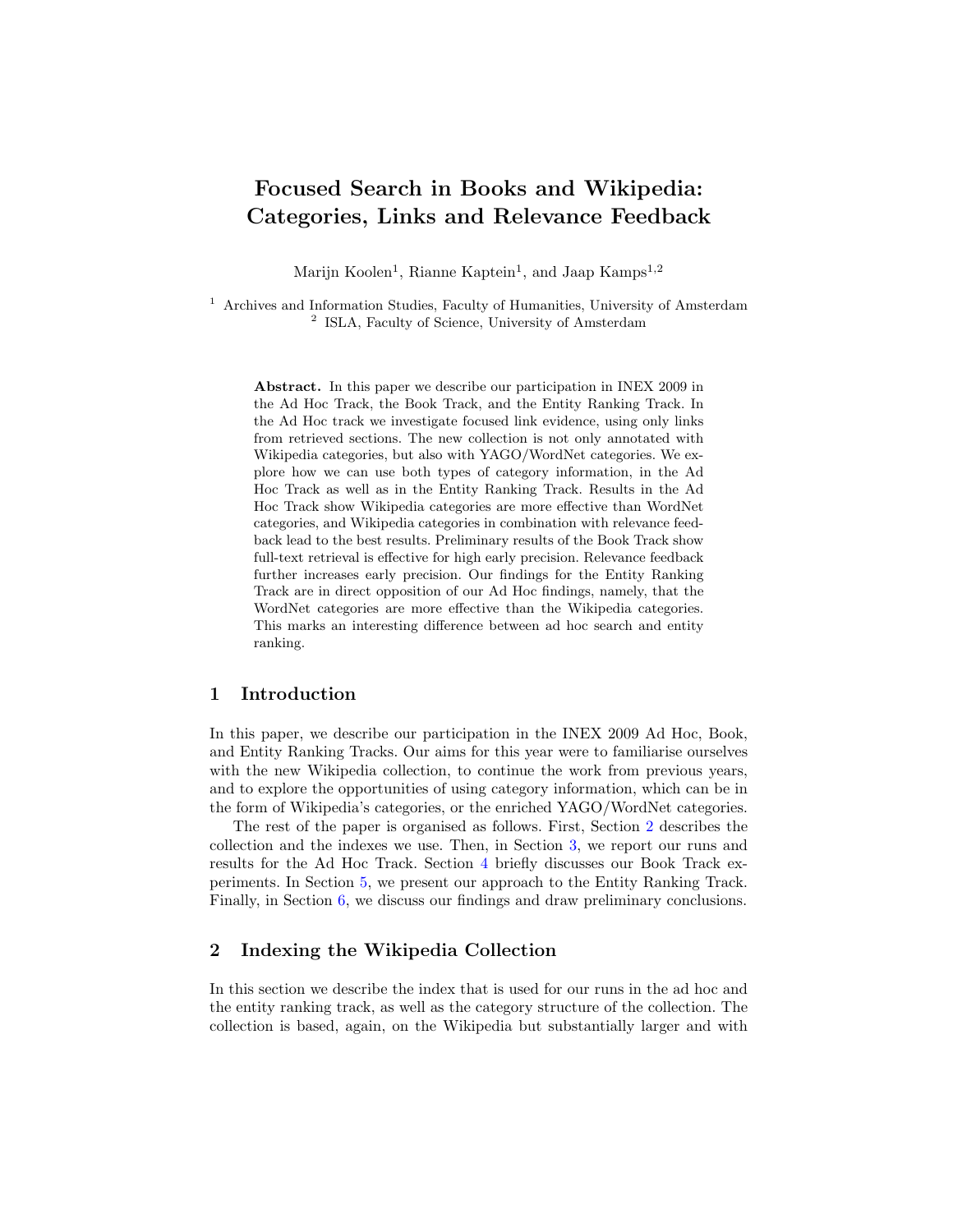# Focused Search in Books and Wikipedia: Categories, Links and Relevance Feedback

Marijn Koolen[1], Rianne Kaptein[1], and Jaap Kamps[1,2]

[1] Archives and Information Studies, Faculty of Humanities, University of Amsterdam
[2] ISLA, Faculty of Science, University of Amsterdam

**Abstract.** In this paper we describe our participation in INEX 2009 in the Ad Hoc Track, the Book Track, and the Entity Ranking Track. In the Ad Hoc track we investigate focused link evidence, using only links from retrieved sections. The new collection is not only annotated with Wikipedia categories, but also with YAGO/WordNet categories. We explore how we can use both types of category information, in the Ad Hoc Track as well as in the Entity Ranking Track. Results in the Ad Hoc Track show Wikipedia categories are more effective than WordNet categories, and Wikipedia categories in combination with relevance feedback lead to the best results. Preliminary results of the Book Track show full-text retrieval is effective for high early precision. Relevance feedback further increases early precision. Our findings for the Entity Ranking Track are in direct opposition of our Ad Hoc findings, namely, that the WordNet categories are more effective than the Wikipedia categories. This marks an interesting difference between ad hoc search and entity ranking.

## 1 Introduction

In this paper, we describe our participation in the INEX 2009 Ad Hoc, Book, and Entity Ranking Tracks. Our aims for this year were to familiarise ourselves with the new Wikipedia collection, to continue the work from previous years, and to explore the opportunities of using category information, which can be in the form of Wikipedia's categories, or the enriched YAGO/WordNet categories.

The rest of the paper is organised as follows. First, Section 2 describes the collection and the indexes we use. Then, in Section 3, we report our runs and results for the Ad Hoc Track. Section 4 briefly discusses our Book Track experiments. In Section 5, we present our approach to the Entity Ranking Track. Finally, in Section 6, we discuss our findings and draw preliminary conclusions.

## 2 Indexing the Wikipedia Collection

In this section we describe the index that is used for our runs in the ad hoc and the entity ranking track, as well as the category structure of the collection. The collection is based, again, on the Wikipedia but substantially larger and with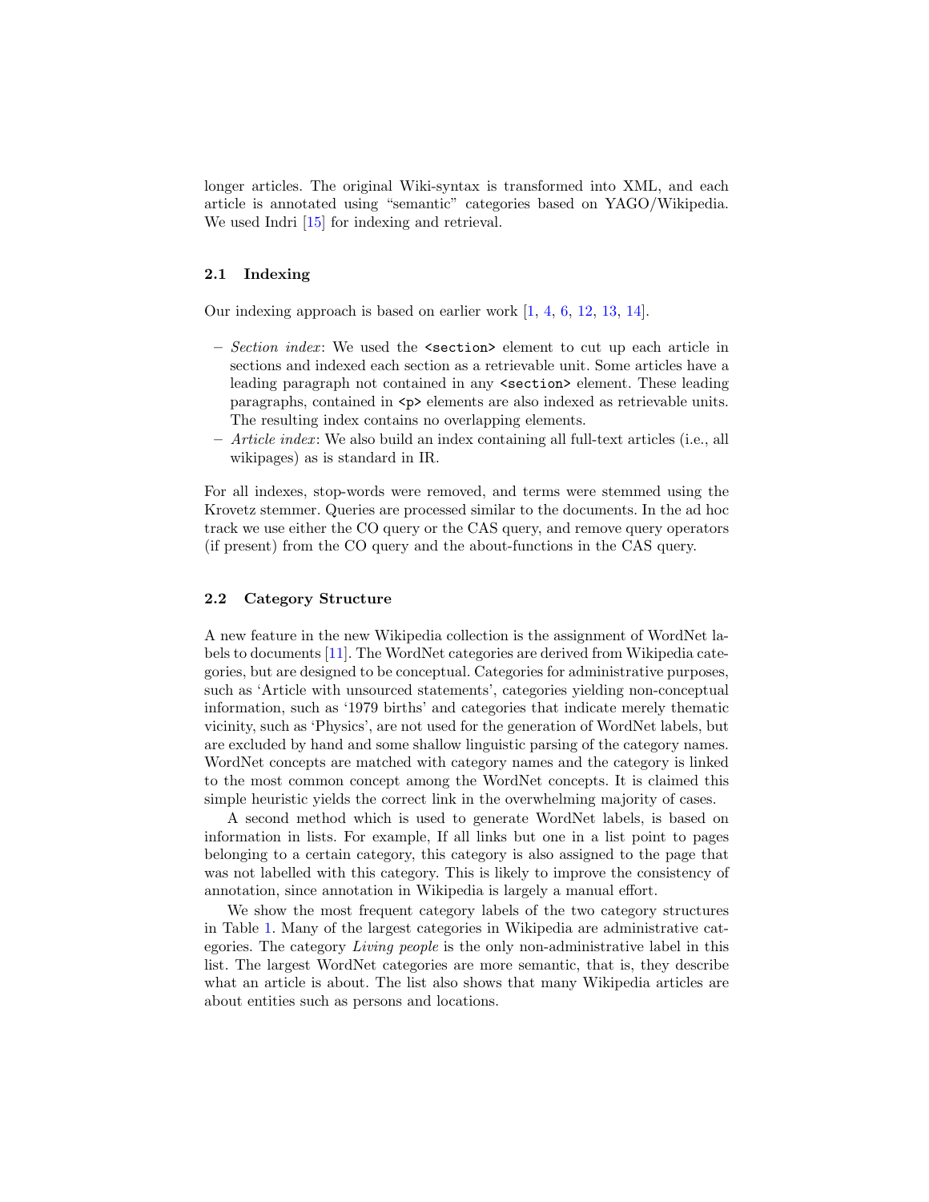longer articles. The original Wiki-syntax is transformed into XML, and each article is annotated using "semantic" categories based on YAGO/Wikipedia. We used Indri [15] for indexing and retrieval.

### 2.1 Indexing

Our indexing approach is based on earlier work [1, 4, 6, 12, 13, 14].

- *Section index*: We used the `<section>` element to cut up each article in sections and indexed each section as a retrievable unit. Some articles have a leading paragraph not contained in any `<section>` element. These leading paragraphs, contained in `<p>` elements are also indexed as retrievable units. The resulting index contains no overlapping elements.
- *Article index*: We also build an index containing all full-text articles (i.e., all wikipages) as is standard in IR.

For all indexes, stop-words were removed, and terms were stemmed using the Krovetz stemmer. Queries are processed similar to the documents. In the ad hoc track we use either the CO query or the CAS query, and remove query operators (if present) from the CO query and the about-functions in the CAS query.

### 2.2 Category Structure

A new feature in the new Wikipedia collection is the assignment of WordNet labels to documents [11]. The WordNet categories are derived from Wikipedia categories, but are designed to be conceptual. Categories for administrative purposes, such as 'Article with unsourced statements', categories yielding non-conceptual information, such as '1979 births' and categories that indicate merely thematic vicinity, such as 'Physics', are not used for the generation of WordNet labels, but are excluded by hand and some shallow linguistic parsing of the category names. WordNet concepts are matched with category names and the category is linked to the most common concept among the WordNet concepts. It is claimed this simple heuristic yields the correct link in the overwhelming majority of cases.

A second method which is used to generate WordNet labels, is based on information in lists. For example, If all links but one in a list point to pages belonging to a certain category, this category is also assigned to the page that was not labelled with this category. This is likely to improve the consistency of annotation, since annotation in Wikipedia is largely a manual effort.

We show the most frequent category labels of the two category structures in Table 1. Many of the largest categories in Wikipedia are administrative categories. The category *Living people* is the only non-administrative label in this list. The largest WordNet categories are more semantic, that is, they describe what an article is about. The list also shows that many Wikipedia articles are about entities such as persons and locations.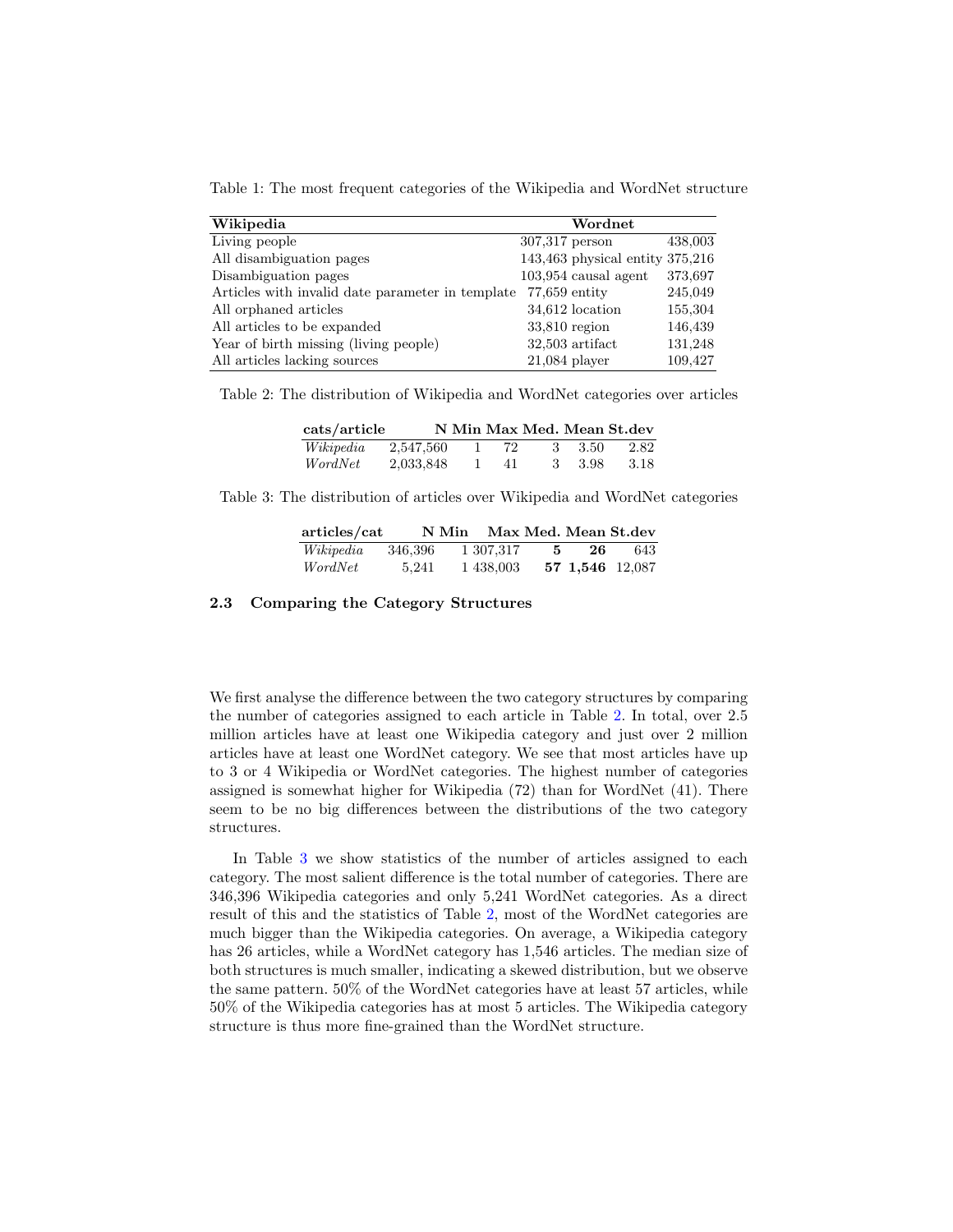Table 1: The most frequent categories of the Wikipedia and WordNet structure

| **Wikipedia** | | **Wordnet** | |
|---|---|---|---|
| Living people | 307,317 | person | 438,003 |
| All disambiguation pages | 143,463 | physical entity | 375,216 |
| Disambiguation pages | 103,954 | causal agent | 373,697 |
| Articles with invalid date parameter in template | 77,659 | entity | 245,049 |
| All orphaned articles | 34,612 | location | 155,304 |
| All articles to be expanded | 33,810 | region | 146,439 |
| Year of birth missing (living people) | 32,503 | artifact | 131,248 |
| All articles lacking sources | 21,084 | player | 109,427 |

Table 2: The distribution of Wikipedia and WordNet categories over articles

| **cats/article** | **N** | **Min** | **Max** | **Med.** | **Mean** | **St.dev** |
|---|---|---|---|---|---|---|
| *Wikipedia* | 2,547,560 | 1 | 72 | 3 | 3.50 | 2.82 |
| *WordNet* | 2,033,848 | 1 | 41 | 3 | 3.98 | 3.18 |

Table 3: The distribution of articles over Wikipedia and WordNet categories

| **articles/cat** | **N** | **Min** | **Max** | **Med.** | **Mean** | **St.dev** |
|---|---|---|---|---|---|---|
| *Wikipedia* | 346,396 | 1 | 307,317 | **5** | **26** | 643 |
| *WordNet* | 5,241 | 1 | 438,003 | **57** | **1,546** | 12,087 |

### 2.3 Comparing the Category Structures

We first analyse the difference between the two category structures by comparing the number of categories assigned to each article in Table 2. In total, over 2.5 million articles have at least one Wikipedia category and just over 2 million articles have at least one WordNet category. We see that most articles have up to 3 or 4 Wikipedia or WordNet categories. The highest number of categories assigned is somewhat higher for Wikipedia (72) than for WordNet (41). There seem to be no big differences between the distributions of the two category structures.

In Table 3 we show statistics of the number of articles assigned to each category. The most salient difference is the total number of categories. There are 346,396 Wikipedia categories and only 5,241 WordNet categories. As a direct result of this and the statistics of Table 2, most of the WordNet categories are much bigger than the Wikipedia categories. On average, a Wikipedia category has 26 articles, while a WordNet category has 1,546 articles. The median size of both structures is much smaller, indicating a skewed distribution, but we observe the same pattern. 50% of the WordNet categories have at least 57 articles, while 50% of the Wikipedia categories has at most 5 articles. The Wikipedia category structure is thus more fine-grained than the WordNet structure.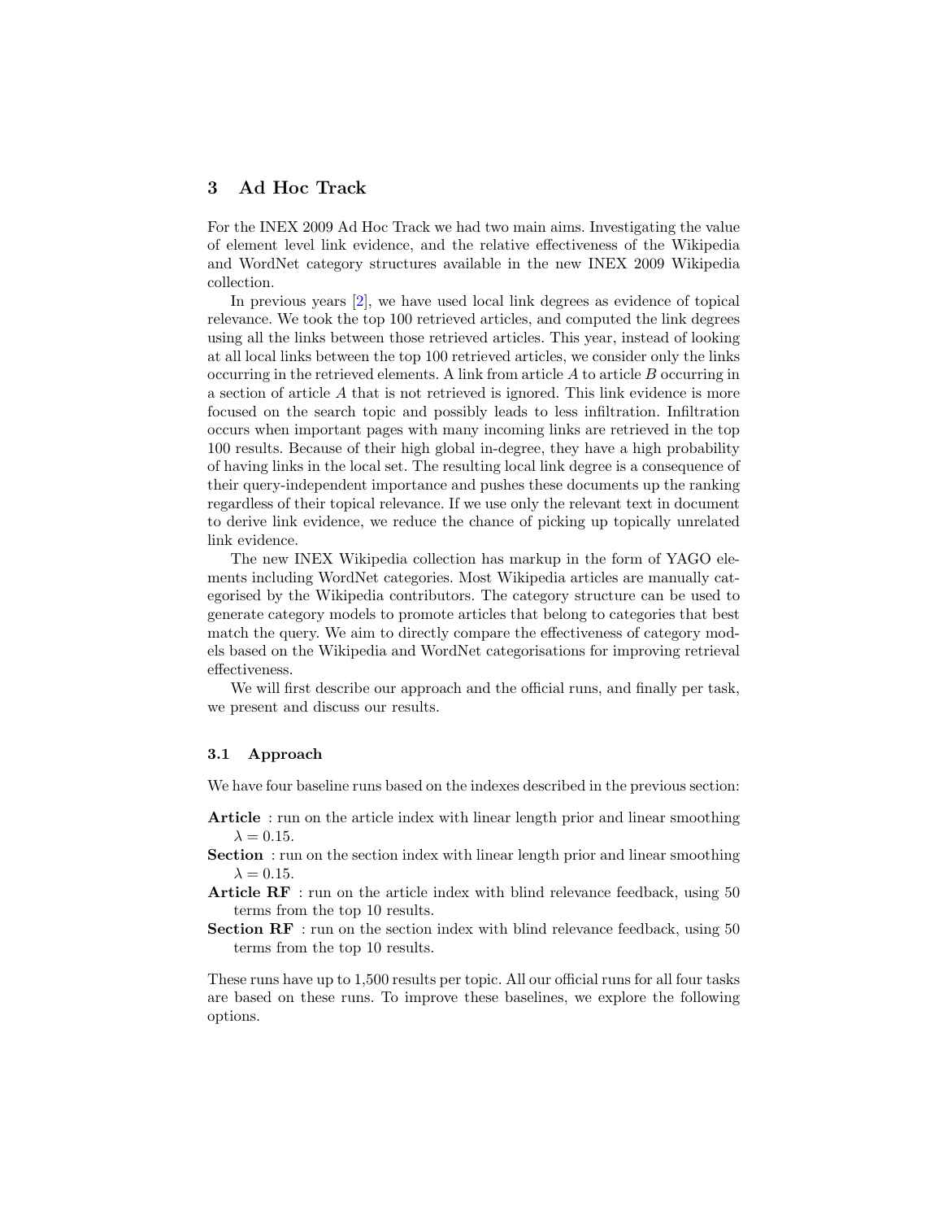## 3 Ad Hoc Track

For the INEX 2009 Ad Hoc Track we had two main aims. Investigating the value of element level link evidence, and the relative effectiveness of the Wikipedia and WordNet category structures available in the new INEX 2009 Wikipedia collection.

In previous years [2], we have used local link degrees as evidence of topical relevance. We took the top 100 retrieved articles, and computed the link degrees using all the links between those retrieved articles. This year, instead of looking at all local links between the top 100 retrieved articles, we consider only the links occurring in the retrieved elements. A link from article $A$ to article $B$ occurring in a section of article $A$ that is not retrieved is ignored. This link evidence is more focused on the search topic and possibly leads to less infiltration. Infiltration occurs when important pages with many incoming links are retrieved in the top 100 results. Because of their high global in-degree, they have a high probability of having links in the local set. The resulting local link degree is a consequence of their query-independent importance and pushes these documents up the ranking regardless of their topical relevance. If we use only the relevant text in document to derive link evidence, we reduce the chance of picking up topically unrelated link evidence.

The new INEX Wikipedia collection has markup in the form of YAGO elements including WordNet categories. Most Wikipedia articles are manually categorised by the Wikipedia contributors. The category structure can be used to generate category models to promote articles that belong to categories that best match the query. We aim to directly compare the effectiveness of category models based on the Wikipedia and WordNet categorisations for improving retrieval effectiveness.

We will first describe our approach and the official runs, and finally per task, we present and discuss our results.

### 3.1 Approach

We have four baseline runs based on the indexes described in the previous section:

**Article** : run on the article index with linear length prior and linear smoothing $\lambda = 0.15$.

**Section** : run on the section index with linear length prior and linear smoothing $\lambda = 0.15$.

**Article RF** : run on the article index with blind relevance feedback, using 50 terms from the top 10 results.

**Section RF** : run on the section index with blind relevance feedback, using 50 terms from the top 10 results.

These runs have up to 1,500 results per topic. All our official runs for all four tasks are based on these runs. To improve these baselines, we explore the following options.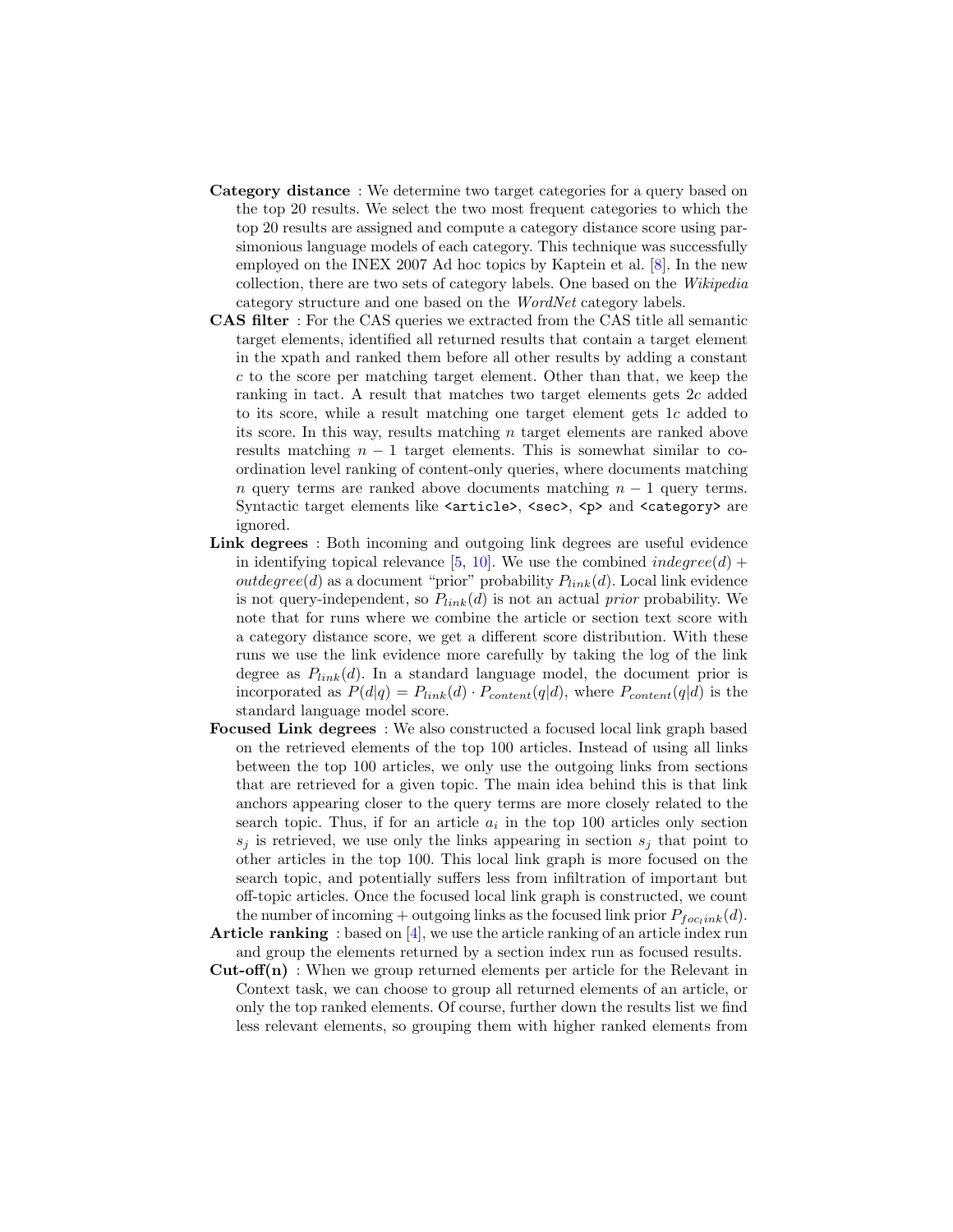**Category distance** : We determine two target categories for a query based on the top 20 results. We select the two most frequent categories to which the top 20 results are assigned and compute a category distance score using parsimonious language models of each category. This technique was successfully employed on the INEX 2007 Ad hoc topics by Kaptein et al. [8]. In the new collection, there are two sets of category labels. One based on the *Wikipedia* category structure and one based on the *WordNet* category labels.

**CAS filter** : For the CAS queries we extracted from the CAS title all semantic target elements, identified all returned results that contain a target element in the xpath and ranked them before all other results by adding a constant $c$ to the score per matching target element. Other than that, we keep the ranking in tact. A result that matches two target elements gets $2c$ added to its score, while a result matching one target element gets $1c$ added to its score. In this way, results matching $n$ target elements are ranked above results matching $n-1$ target elements. This is somewhat similar to coordination level ranking of content-only queries, where documents matching $n$ query terms are ranked above documents matching $n-1$ query terms. Syntactic target elements like `<article>`, `<sec>`, `<p>` and `<category>` are ignored.

**Link degrees** : Both incoming and outgoing link degrees are useful evidence in identifying topical relevance [5, 10]. We use the combined $indegree(d) + outdegree(d)$ as a document "prior" probability $P_{link}(d)$. Local link evidence is not query-independent, so $P_{link}(d)$ is not an actual *prior* probability. We note that for runs where we combine the article or section text score with a category distance score, we get a different score distribution. With these runs we use the link evidence more carefully by taking the log of the link degree as $P_{link}(d)$. In a standard language model, the document prior is incorporated as $P(d|q) = P_{link}(d) \cdot P_{content}(q|d)$, where $P_{content}(q|d)$ is the standard language model score.

**Focused Link degrees** : We also constructed a focused local link graph based on the retrieved elements of the top 100 articles. Instead of using all links between the top 100 articles, we only use the outgoing links from sections that are retrieved for a given topic. The main idea behind this is that link anchors appearing closer to the query terms are more closely related to the search topic. Thus, if for an article $a_i$ in the top 100 articles only section $s_j$ is retrieved, we use only the links appearing in section $s_j$ that point to other articles in the top 100. This local link graph is more focused on the search topic, and potentially suffers less from infiltration of important but off-topic articles. Once the focused local link graph is constructed, we count the number of incoming + outgoing links as the focused link prior $P_{foc_link}(d)$.

**Article ranking** : based on [4], we use the article ranking of an article index run and group the elements returned by a section index run as focused results.

**Cut-off(n)** : When we group returned elements per article for the Relevant in Context task, we can choose to group all returned elements of an article, or only the top ranked elements. Of course, further down the results list we find less relevant elements, so grouping them with higher ranked elements from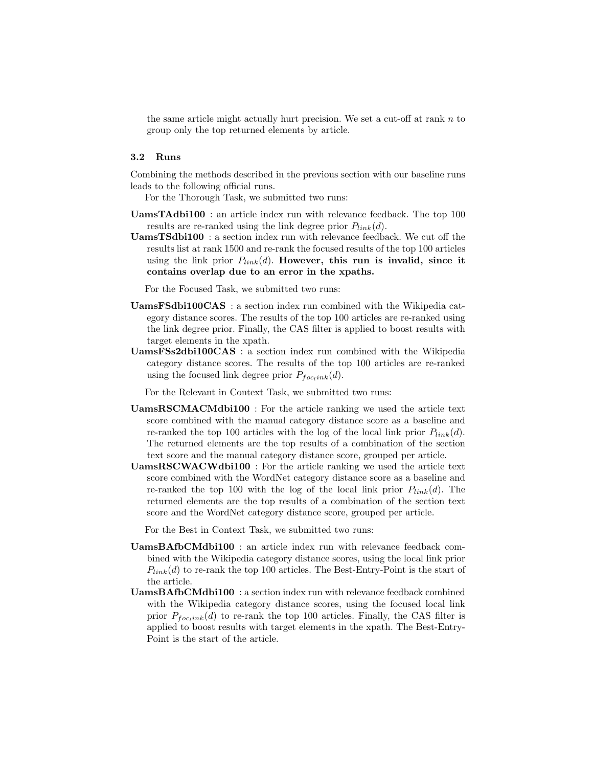the same article might actually hurt precision. We set a cut-off at rank $n$ to group only the top returned elements by article.

### 3.2 Runs

Combining the methods described in the previous section with our baseline runs leads to the following official runs.

For the Thorough Task, we submitted two runs:

**UamsTAdbi100** : an article index run with relevance feedback. The top 100 results are re-ranked using the link degree prior $P_{link}(d)$.

**UamsTSdbi100** : a section index run with relevance feedback. We cut off the results list at rank 1500 and re-rank the focused results of the top 100 articles using the link prior $P_{link}(d)$. **However, this run is invalid, since it contains overlap due to an error in the xpaths.**

For the Focused Task, we submitted two runs:

**UamsFSdbi100CAS** : a section index run combined with the Wikipedia category distance scores. The results of the top 100 articles are re-ranked using the link degree prior. Finally, the CAS filter is applied to boost results with target elements in the xpath.

**UamsFSs2dbi100CAS** : a section index run combined with the Wikipedia category distance scores. The results of the top 100 articles are re-ranked using the focused link degree prior $P_{foc_link}(d)$.

For the Relevant in Context Task, we submitted two runs:

**UamsRSCMACMdbi100** : For the article ranking we used the article text score combined with the manual category distance score as a baseline and re-ranked the top 100 articles with the log of the local link prior $P_{link}(d)$. The returned elements are the top results of a combination of the section text score and the manual category distance score, grouped per article.

**UamsRSCWACWdbi100** : For the article ranking we used the article text score combined with the WordNet category distance score as a baseline and re-ranked the top 100 with the log of the local link prior $P_{link}(d)$. The returned elements are the top results of a combination of the section text score and the WordNet category distance score, grouped per article.

For the Best in Context Task, we submitted two runs:

**UamsBAfbCMdbi100** : an article index run with relevance feedback combined with the Wikipedia category distance scores, using the local link prior $P_{link}(d)$ to re-rank the top 100 articles. The Best-Entry-Point is the start of the article.

**UamsBAfbCMdbi100** : a section index run with relevance feedback combined with the Wikipedia category distance scores, using the focused local link prior $P_{foc_link}(d)$ to re-rank the top 100 articles. Finally, the CAS filter is applied to boost results with target elements in the xpath. The Best-Entry-Point is the start of the article.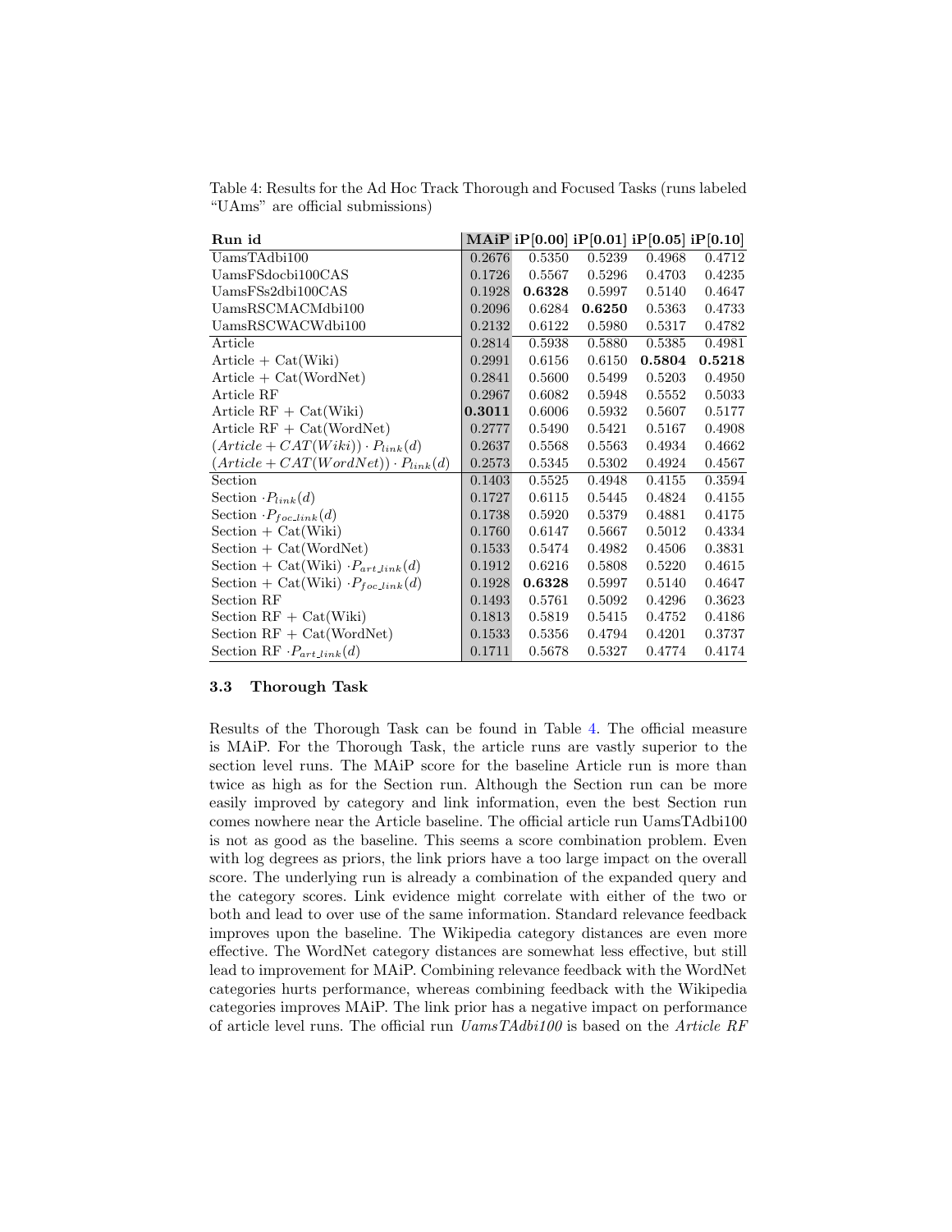Table 4: Results for the Ad Hoc Track Thorough and Focused Tasks (runs labeled "UAms" are official submissions)

| Run id | MAiP | iP[0.00] | iP[0.01] | iP[0.05] | iP[0.10] |
|---|---|---|---|---|---|
| UamsTAdbi100 | 0.2676 | 0.5350 | 0.5239 | 0.4968 | 0.4712 |
| UamsFSdocbi100CAS | 0.1726 | 0.5567 | 0.5296 | 0.4703 | 0.4235 |
| UamsFSs2dbi100CAS | 0.1928 | **0.6328** | 0.5997 | 0.5140 | 0.4647 |
| UamsRSCMACMdbi100 | 0.2096 | 0.6284 | **0.6250** | 0.5363 | 0.4733 |
| UamsRSCWACWdbi100 | 0.2132 | 0.6122 | 0.5980 | 0.5317 | 0.4782 |
| Article | 0.2814 | 0.5938 | 0.5880 | 0.5385 | 0.4981 |
| Article + Cat(Wiki) | 0.2991 | 0.6156 | 0.6150 | **0.5804** | **0.5218** |
| Article + Cat(WordNet) | 0.2841 | 0.5600 | 0.5499 | 0.5203 | 0.4950 |
| Article RF | 0.2967 | 0.6082 | 0.5948 | 0.5552 | 0.5033 |
| Article RF + Cat(Wiki) | **0.3011** | 0.6006 | 0.5932 | 0.5607 | 0.5177 |
| Article RF + Cat(WordNet) | 0.2777 | 0.5490 | 0.5421 | 0.5167 | 0.4908 |
| $(Article + CAT(Wiki)) \cdot P_{link}(d)$ | 0.2637 | 0.5568 | 0.5563 | 0.4934 | 0.4662 |
| $(Article + CAT(WordNet)) \cdot P_{link}(d)$ | 0.2573 | 0.5345 | 0.5302 | 0.4924 | 0.4567 |
| Section | 0.1403 | 0.5525 | 0.4948 | 0.4155 | 0.3594 |
| Section $\cdot P_{link}(d)$ | 0.1727 | 0.6115 | 0.5445 | 0.4824 | 0.4155 |
| Section $\cdot P_{foc\_link}(d)$ | 0.1738 | 0.5920 | 0.5379 | 0.4881 | 0.4175 |
| Section + Cat(Wiki) | 0.1760 | 0.6147 | 0.5667 | 0.5012 | 0.4334 |
| Section + Cat(WordNet) | 0.1533 | 0.5474 | 0.4982 | 0.4506 | 0.3831 |
| Section + Cat(Wiki) $\cdot P_{art\_link}(d)$ | 0.1912 | 0.6216 | 0.5808 | 0.5220 | 0.4615 |
| Section + Cat(Wiki) $\cdot P_{foc\_link}(d)$ | 0.1928 | **0.6328** | 0.5997 | 0.5140 | 0.4647 |
| Section RF | 0.1493 | 0.5761 | 0.5092 | 0.4296 | 0.3623 |
| Section RF + Cat(Wiki) | 0.1813 | 0.5819 | 0.5415 | 0.4752 | 0.4186 |
| Section RF + Cat(WordNet) | 0.1533 | 0.5356 | 0.4794 | 0.4201 | 0.3737 |
| Section RF $\cdot P_{art\_link}(d)$ | 0.1711 | 0.5678 | 0.5327 | 0.4774 | 0.4174 |

### 3.3 Thorough Task

Results of the Thorough Task can be found in Table 4. The official measure is MAiP. For the Thorough Task, the article runs are vastly superior to the section level runs. The MAiP score for the baseline Article run is more than twice as high as for the Section run. Although the Section run can be more easily improved by category and link information, even the best Section run comes nowhere near the Article baseline. The official article run UamsTAdbi100 is not as good as the baseline. This seems a score combination problem. Even with log degrees as priors, the link priors have a too large impact on the overall score. The underlying run is already a combination of the expanded query and the category scores. Link evidence might correlate with either of the two or both and lead to over use of the same information. Standard relevance feedback improves upon the baseline. The Wikipedia category distances are even more effective. The WordNet category distances are somewhat less effective, but still lead to improvement for MAiP. Combining relevance feedback with the WordNet categories hurts performance, whereas combining feedback with the Wikipedia categories improves MAiP. The link prior has a negative impact on performance of article level runs. The official run *UamsTAdbi100* is based on the *Article RF*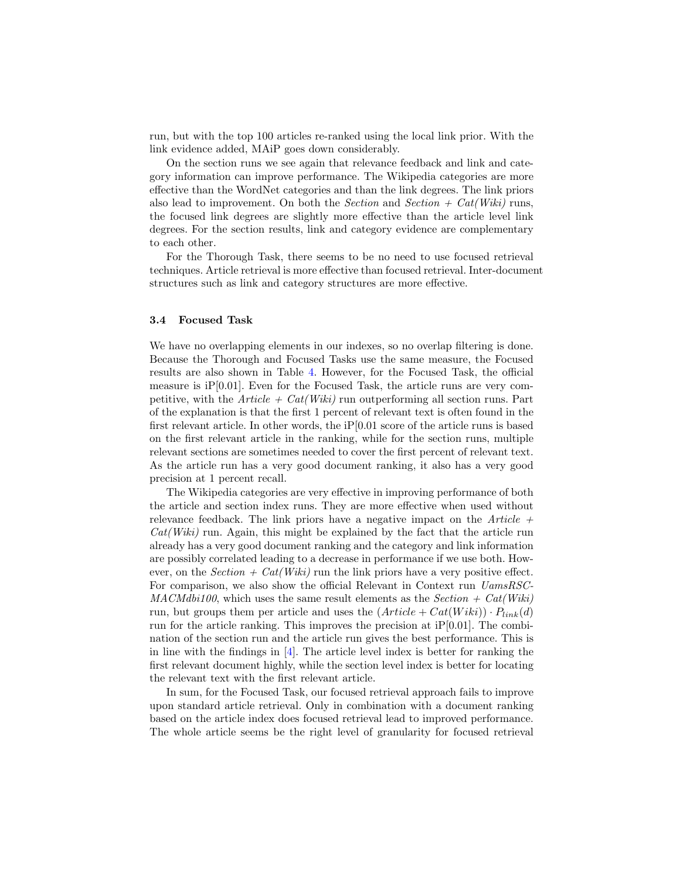run, but with the top 100 articles re-ranked using the local link prior. With the link evidence added, MAiP goes down considerably.

On the section runs we see again that relevance feedback and link and category information can improve performance. The Wikipedia categories are more effective than the WordNet categories and than the link degrees. The link priors also lead to improvement. On both the *Section* and *Section + Cat(Wiki)* runs, the focused link degrees are slightly more effective than the article level link degrees. For the section results, link and category evidence are complementary to each other.

For the Thorough Task, there seems to be no need to use focused retrieval techniques. Article retrieval is more effective than focused retrieval. Inter-document structures such as link and category structures are more effective.

### 3.4 Focused Task

We have no overlapping elements in our indexes, so no overlap filtering is done. Because the Thorough and Focused Tasks use the same measure, the Focused results are also shown in Table 4. However, for the Focused Task, the official measure is iP[0.01]. Even for the Focused Task, the article runs are very competitive, with the *Article + Cat(Wiki)* run outperforming all section runs. Part of the explanation is that the first 1 percent of relevant text is often found in the first relevant article. In other words, the iP[0.01 score of the article runs is based on the first relevant article in the ranking, while for the section runs, multiple relevant sections are sometimes needed to cover the first percent of relevant text. As the article run has a very good document ranking, it also has a very good precision at 1 percent recall.

The Wikipedia categories are very effective in improving performance of both the article and section index runs. They are more effective when used without relevance feedback. The link priors have a negative impact on the *Article + Cat(Wiki)* run. Again, this might be explained by the fact that the article run already has a very good document ranking and the category and link information are possibly correlated leading to a decrease in performance if we use both. However, on the *Section + Cat(Wiki)* run the link priors have a very positive effect. For comparison, we also show the official Relevant in Context run *UamsRSC-MACMdbi100*, which uses the same result elements as the *Section + Cat(Wiki)* run, but groups them per article and uses the $(Article + Cat(Wiki)) \cdot P_{link}(d)$ run for the article ranking. This improves the precision at iP[0.01]. The combination of the section run and the article run gives the best performance. This is in line with the findings in [4]. The article level index is better for ranking the first relevant document highly, while the section level index is better for locating the relevant text with the first relevant article.

In sum, for the Focused Task, our focused retrieval approach fails to improve upon standard article retrieval. Only in combination with a document ranking based on the article index does focused retrieval lead to improved performance. The whole article seems be the right level of granularity for focused retrieval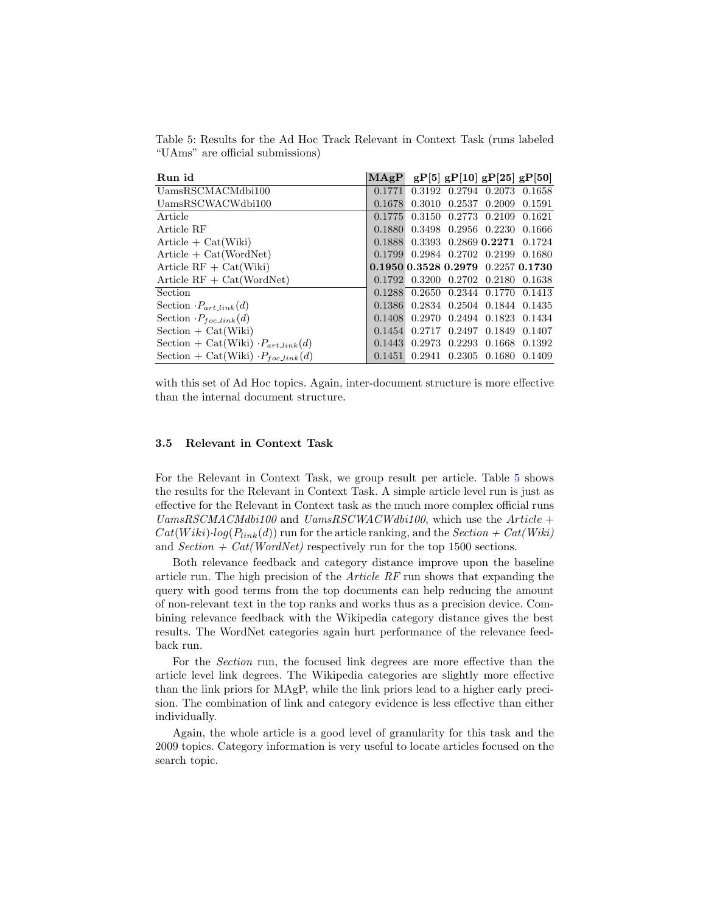Table 5: Results for the Ad Hoc Track Relevant in Context Task (runs labeled "UAms" are official submissions)

| Run id | MAgP | gP[5] | gP[10] | gP[25] | gP[50] |
|---|---|---|---|---|---|
| UamsRSCMACMdbi100 | 0.1771 | 0.3192 | 0.2794 | 0.2073 | 0.1658 |
| UamsRSCWACWdbi100 | 0.1678 | 0.3010 | 0.2537 | 0.2009 | 0.1591 |
| Article | 0.1775 | 0.3150 | 0.2773 | 0.2109 | 0.1621 |
| Article RF | 0.1880 | 0.3498 | 0.2956 | 0.2230 | 0.1666 |
| Article + Cat(Wiki) | 0.1888 | 0.3393 | 0.2869 | **0.2271** | 0.1724 |
| Article + Cat(WordNet) | 0.1799 | 0.2984 | 0.2702 | 0.2199 | 0.1680 |
| Article RF + Cat(Wiki) | **0.1950** | **0.3528** | **0.2979** | 0.2257 | **0.1730** |
| Article RF + Cat(WordNet) | 0.1792 | 0.3200 | 0.2702 | 0.2180 | 0.1638 |
| Section | 0.1288 | 0.2650 | 0.2344 | 0.1770 | 0.1413 |
| Section $\cdot P_{art\_link}(d)$ | 0.1386 | 0.2834 | 0.2504 | 0.1844 | 0.1435 |
| Section $\cdot P_{foc\_link}(d)$ | 0.1408 | 0.2970 | 0.2494 | 0.1823 | 0.1434 |
| Section + Cat(Wiki) | 0.1454 | 0.2717 | 0.2497 | 0.1849 | 0.1407 |
| Section + Cat(Wiki) $\cdot P_{art\_link}(d)$ | 0.1443 | 0.2973 | 0.2293 | 0.1668 | 0.1392 |
| Section + Cat(Wiki) $\cdot P_{foc\_link}(d)$ | 0.1451 | 0.2941 | 0.2305 | 0.1680 | 0.1409 |

with this set of Ad Hoc topics. Again, inter-document structure is more effective than the internal document structure.

### 3.5 Relevant in Context Task

For the Relevant in Context Task, we group result per article. Table 5 shows the results for the Relevant in Context Task. A simple article level run is just as effective for the Relevant in Context task as the much more complex official runs *UamsRSCMACMdbi100* and *UamsRSCWACWdbi100*, which use the *Article +* $Cat(Wiki) \cdot log(P_{link}(d))$ run for the article ranking, and the *Section + Cat(Wiki)* and *Section + Cat(WordNet)* respectively run for the top 1500 sections.

Both relevance feedback and category distance improve upon the baseline article run. The high precision of the *Article RF* run shows that expanding the query with good terms from the top documents can help reducing the amount of non-relevant text in the top ranks and works thus as a precision device. Combining relevance feedback with the Wikipedia category distance gives the best results. The WordNet categories again hurt performance of the relevance feedback run.

For the *Section* run, the focused link degrees are more effective than the article level link degrees. The Wikipedia categories are slightly more effective than the link priors for MAgP, while the link priors lead to a higher early precision. The combination of link and category evidence is less effective than either individually.

Again, the whole article is a good level of granularity for this task and the 2009 topics. Category information is very useful to locate articles focused on the search topic.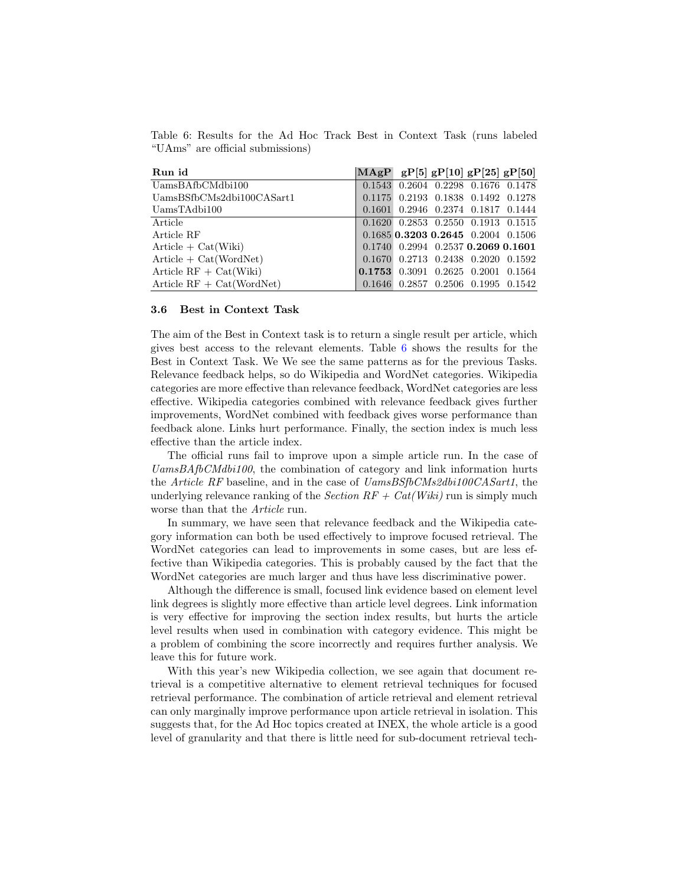Table 6: Results for the Ad Hoc Track Best in Context Task (runs labeled "UAms" are official submissions)

| Run id | MAgP | gP[5] | gP[10] | gP[25] | gP[50] |
|---|---|---|---|---|---|
| UamsBAfbCMdbi100 | 0.1543 | 0.2604 | 0.2298 | 0.1676 | 0.1478 |
| UamsBSfbCMs2dbi100CASart1 | 0.1175 | 0.2193 | 0.1838 | 0.1492 | 0.1278 |
| UamsTAdbi100 | 0.1601 | 0.2946 | 0.2374 | 0.1817 | 0.1444 |
| Article | 0.1620 | 0.2853 | 0.2550 | 0.1913 | 0.1515 |
| Article RF | 0.1685 | **0.3203** | **0.2645** | 0.2004 | 0.1506 |
| Article + Cat(Wiki) | 0.1740 | 0.2994 | 0.2537 | **0.2069** | **0.1601** |
| Article + Cat(WordNet) | 0.1670 | 0.2713 | 0.2438 | 0.2020 | 0.1592 |
| Article RF + Cat(Wiki) | **0.1753** | 0.3091 | 0.2625 | 0.2001 | 0.1564 |
| Article RF + Cat(WordNet) | 0.1646 | 0.2857 | 0.2506 | 0.1995 | 0.1542 |

### 3.6 Best in Context Task

The aim of the Best in Context task is to return a single result per article, which gives best access to the relevant elements. Table 6 shows the results for the Best in Context Task. We We see the same patterns as for the previous Tasks. Relevance feedback helps, so do Wikipedia and WordNet categories. Wikipedia categories are more effective than relevance feedback, WordNet categories are less effective. Wikipedia categories combined with relevance feedback gives further improvements, WordNet combined with feedback gives worse performance than feedback alone. Links hurt performance. Finally, the section index is much less effective than the article index.

The official runs fail to improve upon a simple article run. In the case of *UamsBAfbCMdbi100*, the combination of category and link information hurts the *Article RF* baseline, and in the case of *UamsBSfbCMs2dbi100CASart1*, the underlying relevance ranking of the *Section RF + Cat(Wiki)* run is simply much worse than that the *Article* run.

In summary, we have seen that relevance feedback and the Wikipedia category information can both be used effectively to improve focused retrieval. The WordNet categories can lead to improvements in some cases, but are less effective than Wikipedia categories. This is probably caused by the fact that the WordNet categories are much larger and thus have less discriminative power.

Although the difference is small, focused link evidence based on element level link degrees is slightly more effective than article level degrees. Link information is very effective for improving the section index results, but hurts the article level results when used in combination with category evidence. This might be a problem of combining the score incorrectly and requires further analysis. We leave this for future work.

With this year's new Wikipedia collection, we see again that document retrieval is a competitive alternative to element retrieval techniques for focused retrieval performance. The combination of article retrieval and element retrieval can only marginally improve performance upon article retrieval in isolation. This suggests that, for the Ad Hoc topics created at INEX, the whole article is a good level of granularity and that there is little need for sub-document retrieval tech-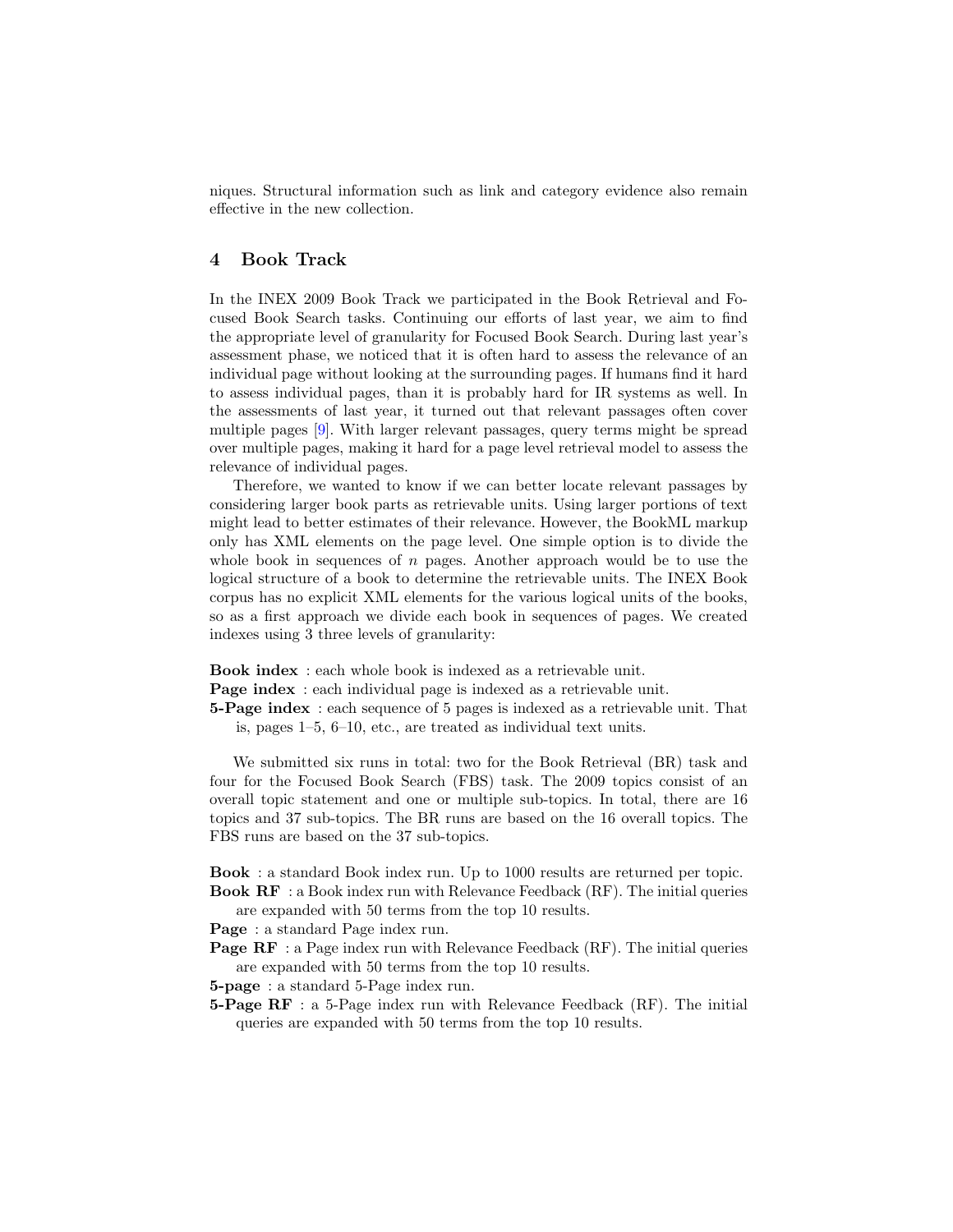niques. Structural information such as link and category evidence also remain effective in the new collection.

## 4 Book Track

In the INEX 2009 Book Track we participated in the Book Retrieval and Focused Book Search tasks. Continuing our efforts of last year, we aim to find the appropriate level of granularity for Focused Book Search. During last year's assessment phase, we noticed that it is often hard to assess the relevance of an individual page without looking at the surrounding pages. If humans find it hard to assess individual pages, than it is probably hard for IR systems as well. In the assessments of last year, it turned out that relevant passages often cover multiple pages [9]. With larger relevant passages, query terms might be spread over multiple pages, making it hard for a page level retrieval model to assess the relevance of individual pages.

Therefore, we wanted to know if we can better locate relevant passages by considering larger book parts as retrievable units. Using larger portions of text might lead to better estimates of their relevance. However, the BookML markup only has XML elements on the page level. One simple option is to divide the whole book in sequences of $n$ pages. Another approach would be to use the logical structure of a book to determine the retrievable units. The INEX Book corpus has no explicit XML elements for the various logical units of the books, so as a first approach we divide each book in sequences of pages. We created indexes using 3 three levels of granularity:

**Book index** : each whole book is indexed as a retrievable unit.
**Page index** : each individual page is indexed as a retrievable unit.
**5-Page index** : each sequence of 5 pages is indexed as a retrievable unit. That is, pages 1–5, 6–10, etc., are treated as individual text units.

We submitted six runs in total: two for the Book Retrieval (BR) task and four for the Focused Book Search (FBS) task. The 2009 topics consist of an overall topic statement and one or multiple sub-topics. In total, there are 16 topics and 37 sub-topics. The BR runs are based on the 16 overall topics. The FBS runs are based on the 37 sub-topics.

**Book** : a standard Book index run. Up to 1000 results are returned per topic.
**Book RF** : a Book index run with Relevance Feedback (RF). The initial queries are expanded with 50 terms from the top 10 results.
**Page** : a standard Page index run.
**Page RF** : a Page index run with Relevance Feedback (RF). The initial queries are expanded with 50 terms from the top 10 results.
**5-page** : a standard 5-Page index run.
**5-Page RF** : a 5-Page index run with Relevance Feedback (RF). The initial queries are expanded with 50 terms from the top 10 results.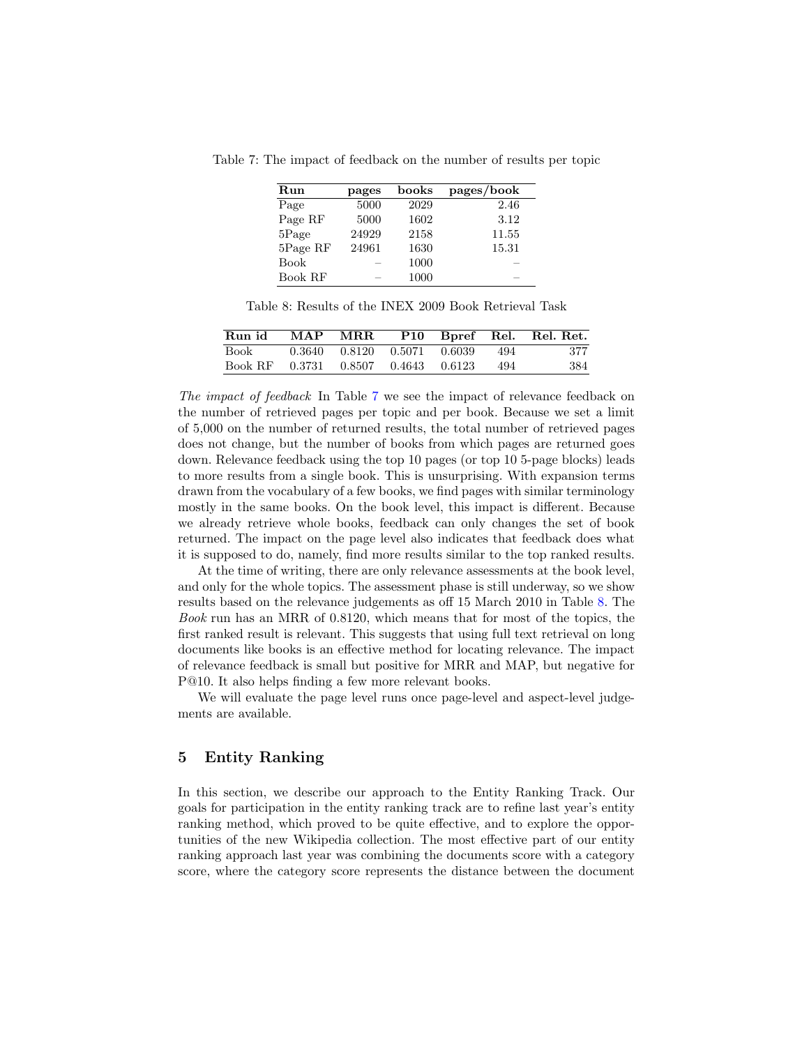Table 7: The impact of feedback on the number of results per topic

| Run | pages | books | pages/book |
|---|---|---|---|
| Page | 5000 | 2029 | 2.46 |
| Page RF | 5000 | 1602 | 3.12 |
| 5Page | 24929 | 2158 | 11.55 |
| 5Page RF | 24961 | 1630 | 15.31 |
| Book | – | 1000 | – |
| Book RF | – | 1000 | – |

Table 8: Results of the INEX 2009 Book Retrieval Task

| Run id | MAP | MRR | P10 | Bpref | Rel. | Rel. Ret. |
|---|---|---|---|---|---|---|
| Book | 0.3640 | 0.8120 | 0.5071 | 0.6039 | 494 | 377 |
| Book RF | 0.3731 | 0.8507 | 0.4643 | 0.6123 | 494 | 384 |

*The impact of feedback* In Table 7 we see the impact of relevance feedback on the number of retrieved pages per topic and per book. Because we set a limit of 5,000 on the number of returned results, the total number of retrieved pages does not change, but the number of books from which pages are returned goes down. Relevance feedback using the top 10 pages (or top 10 5-page blocks) leads to more results from a single book. This is unsurprising. With expansion terms drawn from the vocabulary of a few books, we find pages with similar terminology mostly in the same books. On the book level, this impact is different. Because we already retrieve whole books, feedback can only changes the set of book returned. The impact on the page level also indicates that feedback does what it is supposed to do, namely, find more results similar to the top ranked results.

At the time of writing, there are only relevance assessments at the book level, and only for the whole topics. The assessment phase is still underway, so we show results based on the relevance judgements as off 15 March 2010 in Table 8. The *Book* run has an MRR of 0.8120, which means that for most of the topics, the first ranked result is relevant. This suggests that using full text retrieval on long documents like books is an effective method for locating relevance. The impact of relevance feedback is small but positive for MRR and MAP, but negative for P@10. It also helps finding a few more relevant books.

We will evaluate the page level runs once page-level and aspect-level judgements are available.

## 5 Entity Ranking

In this section, we describe our approach to the Entity Ranking Track. Our goals for participation in the entity ranking track are to refine last year's entity ranking method, which proved to be quite effective, and to explore the opportunities of the new Wikipedia collection. The most effective part of our entity ranking approach last year was combining the documents score with a category score, where the category score represents the distance between the document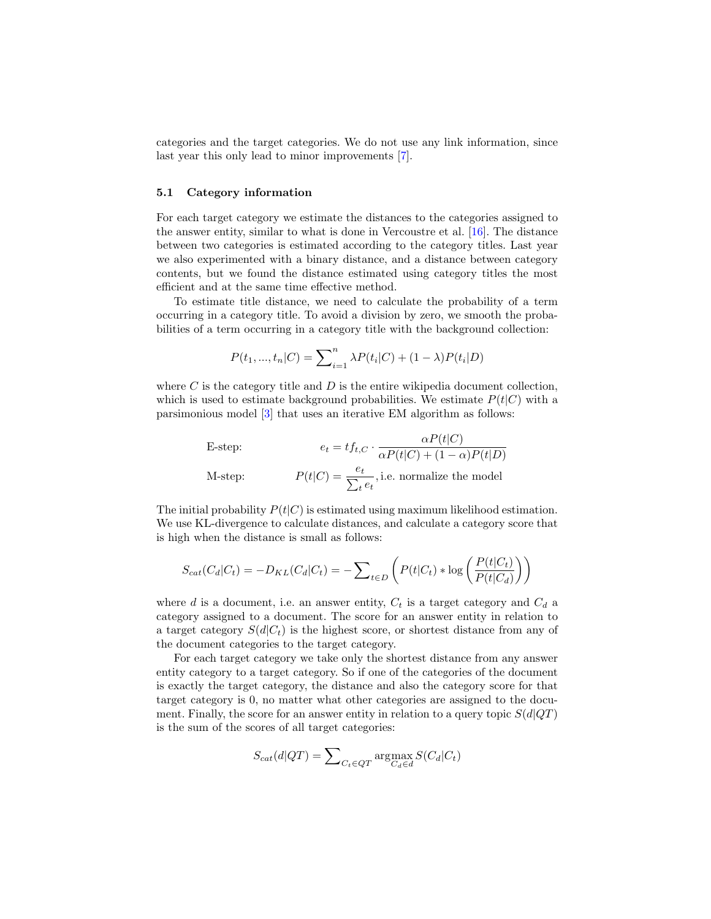categories and the target categories. We do not use any link information, since last year this only lead to minor improvements [7].

### 5.1 Category information

For each target category we estimate the distances to the categories assigned to the answer entity, similar to what is done in Vercoustre et al. [16]. The distance between two categories is estimated according to the category titles. Last year we also experimented with a binary distance, and a distance between category contents, but we found the distance estimated using category titles the most efficient and at the same time effective method.

To estimate title distance, we need to calculate the probability of a term occurring in a category title. To avoid a division by zero, we smooth the probabilities of a term occurring in a category title with the background collection:

$$P(t_1, ..., t_n|C) = \sum\nolimits_{i=1}^{n} \lambda P(t_i|C) + (1-\lambda) P(t_i|D)$$

where $C$ is the category title and $D$ is the entire wikipedia document collection, which is used to estimate background probabilities. We estimate $P(t|C)$ with a parsimonious model [3] that uses an iterative EM algorithm as follows:

$$\text{E-step:} \qquad e_t = tf_{t,C} \cdot \frac{\alpha P(t|C)}{\alpha P(t|C) + (1-\alpha) P(t|D)}$$

$$\text{M-step:} \qquad P(t|C) = \frac{e_t}{\sum_t e_t}, \text{i.e. normalize the model}$$

The initial probability $P(t|C)$ is estimated using maximum likelihood estimation. We use KL-divergence to calculate distances, and calculate a category score that is high when the distance is small as follows:

$$S_{cat}(C_d|C_t) = -D_{KL}(C_d|C_t) = -\sum\nolimits_{t \in D} \left( P(t|C_t) * \log \left( \frac{P(t|C_t)}{P(t|C_d)} \right) \right)$$

where $d$ is a document, i.e. an answer entity, $C_t$ is a target category and $C_d$ a category assigned to a document. The score for an answer entity in relation to a target category $S(d|C_t)$ is the highest score, or shortest distance from any of the document categories to the target category.

For each target category we take only the shortest distance from any answer entity category to a target category. So if one of the categories of the document is exactly the target category, the distance and also the category score for that target category is 0, no matter what other categories are assigned to the document. Finally, the score for an answer entity in relation to a query topic $S(d|QT)$ is the sum of the scores of all target categories:

$$S_{cat}(d|QT) = \sum\nolimits_{C_t \in QT} \operatorname*{argmax}_{C_d \in d} S(C_d|C_t)$$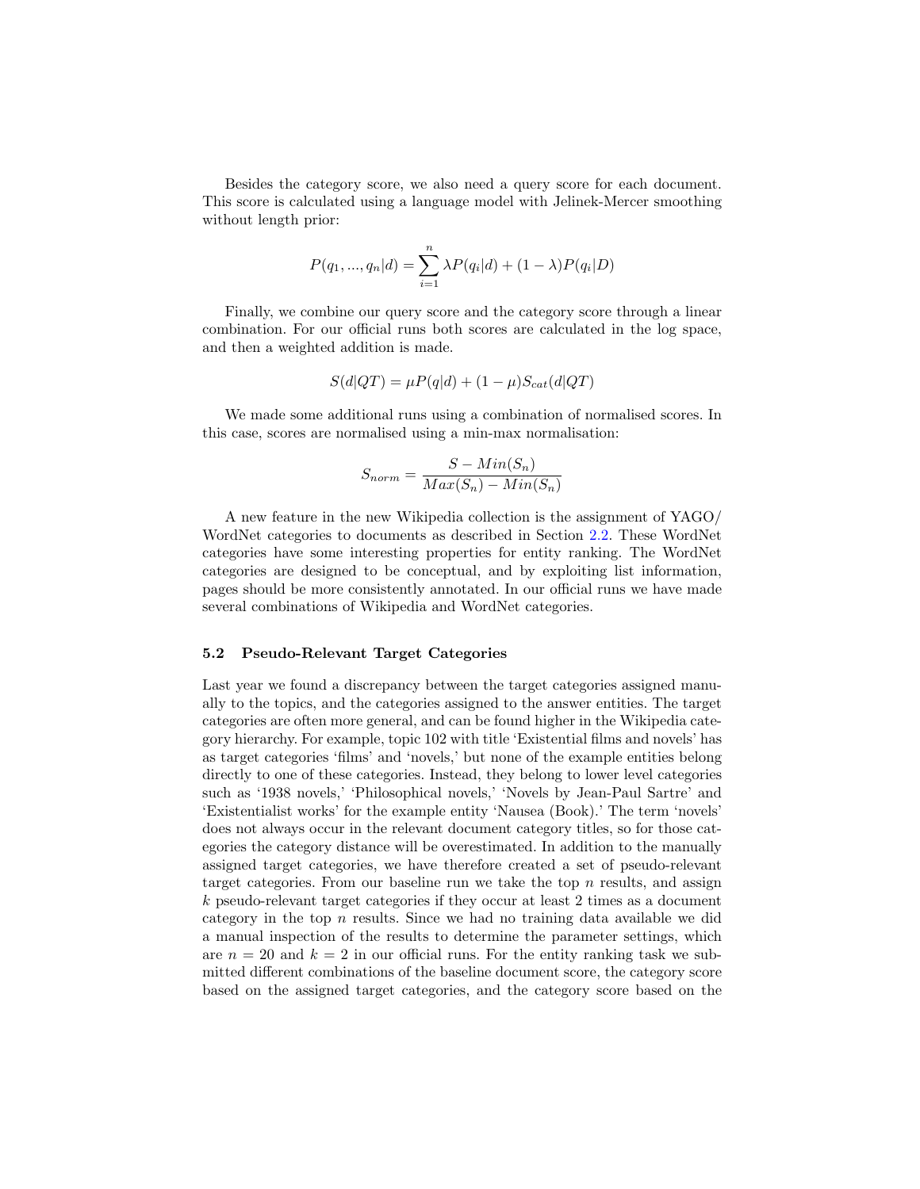Besides the category score, we also need a query score for each document. This score is calculated using a language model with Jelinek-Mercer smoothing without length prior:

$$P(q_1, ..., q_n|d) = \sum_{i=1}^{n} \lambda P(q_i|d) + (1 - \lambda)P(q_i|D)$$

Finally, we combine our query score and the category score through a linear combination. For our official runs both scores are calculated in the log space, and then a weighted addition is made.

$$S(d|QT) = \mu P(q|d) + (1 - \mu)S_{cat}(d|QT)$$

We made some additional runs using a combination of normalised scores. In this case, scores are normalised using a min-max normalisation:

$$S_{norm} = \frac{S - Min(S_n)}{Max(S_n) - Min(S_n)}$$

A new feature in the new Wikipedia collection is the assignment of YAGO/ WordNet categories to documents as described in Section 2.2. These WordNet categories have some interesting properties for entity ranking. The WordNet categories are designed to be conceptual, and by exploiting list information, pages should be more consistently annotated. In our official runs we have made several combinations of Wikipedia and WordNet categories.

### 5.2 Pseudo-Relevant Target Categories

Last year we found a discrepancy between the target categories assigned manually to the topics, and the categories assigned to the answer entities. The target categories are often more general, and can be found higher in the Wikipedia category hierarchy. For example, topic 102 with title 'Existential films and novels' has as target categories 'films' and 'novels,' but none of the example entities belong directly to one of these categories. Instead, they belong to lower level categories such as '1938 novels,' 'Philosophical novels,' 'Novels by Jean-Paul Sartre' and 'Existentialist works' for the example entity 'Nausea (Book).' The term 'novels' does not always occur in the relevant document category titles, so for those categories the category distance will be overestimated. In addition to the manually assigned target categories, we have therefore created a set of pseudo-relevant target categories. From our baseline run we take the top $n$ results, and assign $k$ pseudo-relevant target categories if they occur at least 2 times as a document category in the top $n$ results. Since we had no training data available we did a manual inspection of the results to determine the parameter settings, which are $n = 20$ and $k = 2$ in our official runs. For the entity ranking task we submitted different combinations of the baseline document score, the category score based on the assigned target categories, and the category score based on the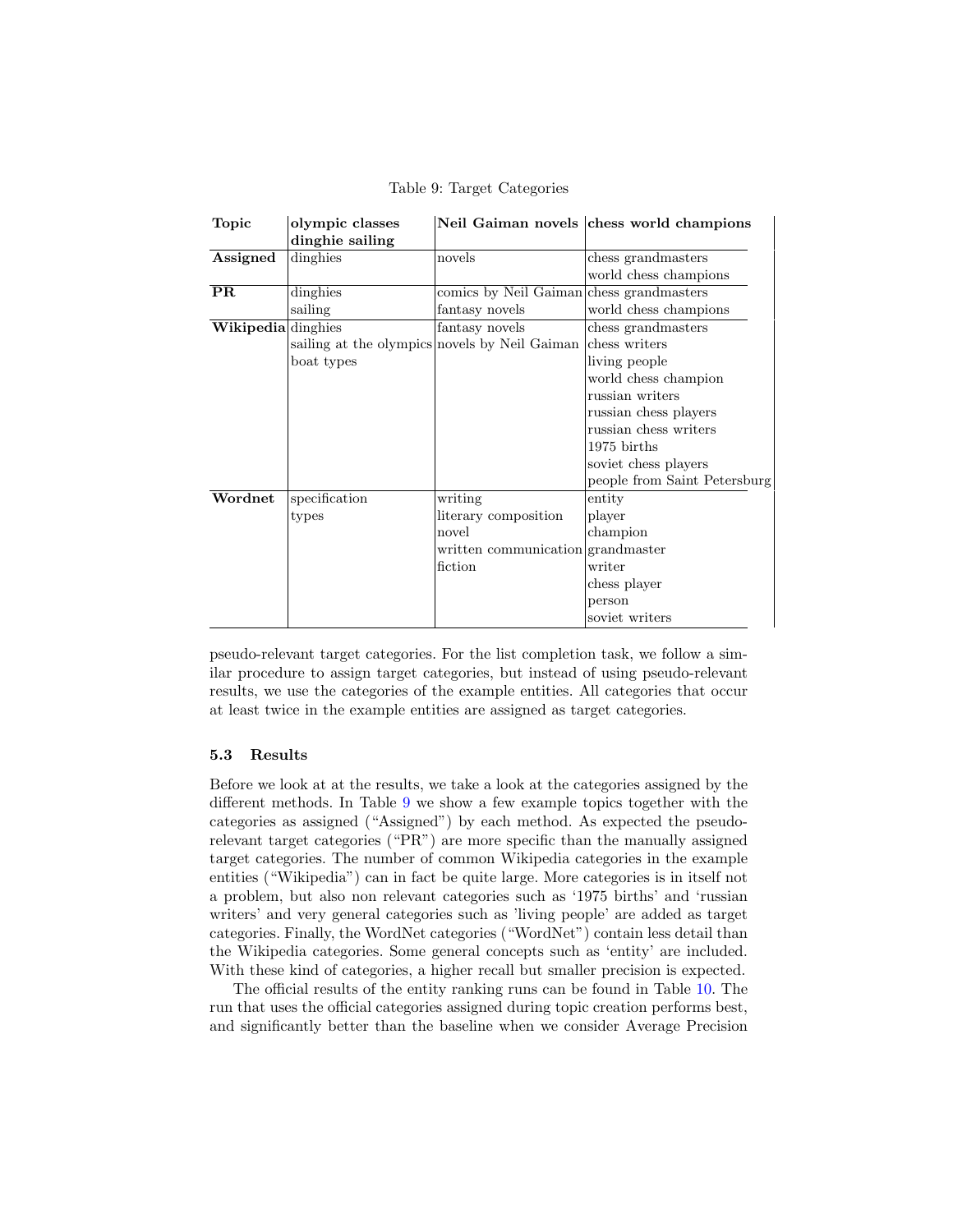Table 9: Target Categories

| Topic | olympic classes dinghie sailing | Neil Gaiman novels | chess world champions |
|---|---|---|---|
| **Assigned** | dinghies | novels | chess grandmasters |
| | | | world chess champions |
| **PR** | dinghies | comics by Neil Gaiman | chess grandmasters |
| | sailing | fantasy novels | world chess champions |
| **Wikipedia** | dinghies | fantasy novels | chess grandmasters |
| | sailing at the olympics | novels by Neil Gaiman | chess writers |
| | boat types | | living people |
| | | | world chess champion |
| | | | russian writers |
| | | | russian chess players |
| | | | russian chess writers |
| | | | 1975 births |
| | | | soviet chess players |
| | | | people from Saint Petersburg |
| **Wordnet** | specification | writing | entity |
| | types | literary composition | player |
| | | novel | champion |
| | | written communication | grandmaster |
| | | fiction | writer |
| | | | chess player |
| | | | person |
| | | | soviet writers |

pseudo-relevant target categories. For the list completion task, we follow a similar procedure to assign target categories, but instead of using pseudo-relevant results, we use the categories of the example entities. All categories that occur at least twice in the example entities are assigned as target categories.

### 5.3 Results

Before we look at at the results, we take a look at the categories assigned by the different methods. In Table 9 we show a few example topics together with the categories as assigned ("Assigned") by each method. As expected the pseudo-relevant target categories ("PR") are more specific than the manually assigned target categories. The number of common Wikipedia categories in the example entities ("Wikipedia") can in fact be quite large. More categories is in itself not a problem, but also non relevant categories such as '1975 births' and 'russian writers' and very general categories such as 'living people' are added as target categories. Finally, the WordNet categories ("WordNet") contain less detail than the Wikipedia categories. Some general concepts such as 'entity' are included. With these kind of categories, a higher recall but smaller precision is expected.

The official results of the entity ranking runs can be found in Table 10. The run that uses the official categories assigned during topic creation performs best, and significantly better than the baseline when we consider Average Precision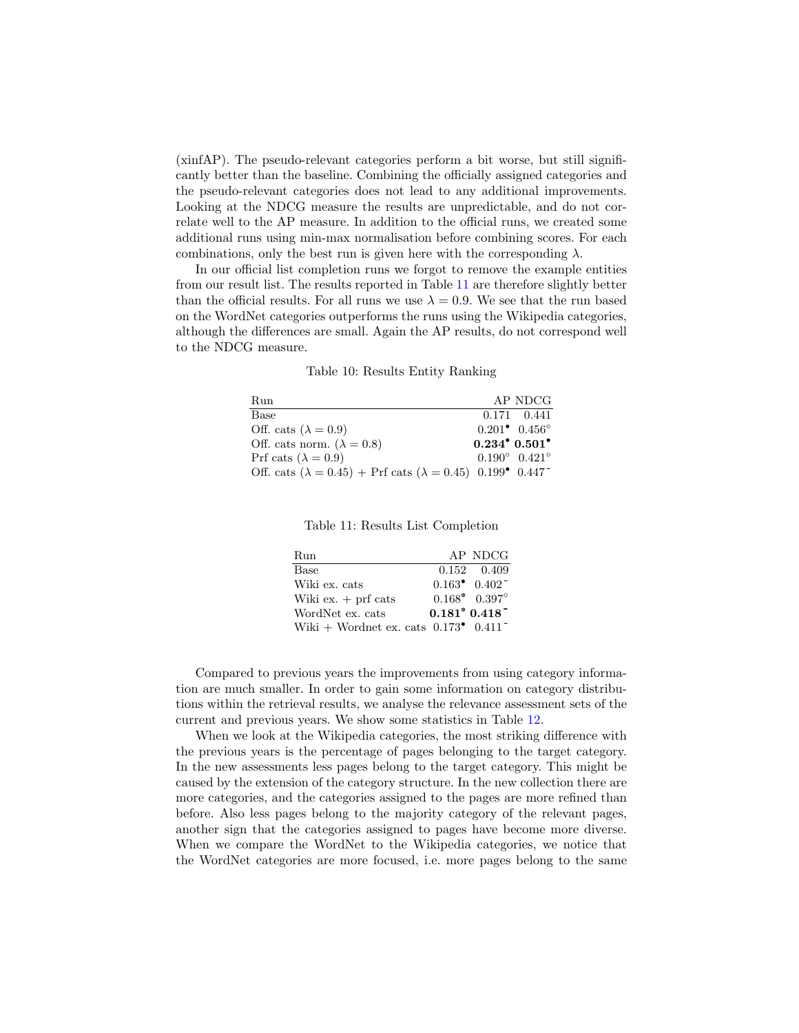(xinfAP). The pseudo-relevant categories perform a bit worse, but still significantly better than the baseline. Combining the officially assigned categories and the pseudo-relevant categories does not lead to any additional improvements. Looking at the NDCG measure the results are unpredictable, and do not correlate well to the AP measure. In addition to the official runs, we created some additional runs using min-max normalisation before combining scores. For each combinations, only the best run is given here with the corresponding $\lambda$.

In our official list completion runs we forgot to remove the example entities from our result list. The results reported in Table 11 are therefore slightly better than the official results. For all runs we use $\lambda = 0.9$. We see that the run based on the WordNet categories outperforms the runs using the Wikipedia categories, although the differences are small. Again the AP results, do not correspond well to the NDCG measure.

Table 10: Results Entity Ranking

| Run | AP | NDCG |
|---|---|---|
| Base | 0.171 | 0.441 |
| Off. cats ($\lambda = 0.9$) | 0.201$^{\bullet}$ | 0.456$^{\circ}$ |
| Off. cats norm. ($\lambda = 0.8$) | **0.234**$^{\bullet}$ | **0.501**$^{\bullet}$ |
| Prf cats ($\lambda = 0.9$) | 0.190$^{\circ}$ | 0.421$^{\circ}$ |
| Off. cats ($\lambda = 0.45$) + Prf cats ($\lambda = 0.45$) | 0.199$^{\bullet}$ | 0.447$^{-}$ |

Table 11: Results List Completion

| Run | AP | NDCG |
|---|---|---|
| Base | 0.152 | 0.409 |
| Wiki ex. cats | 0.163$^{\bullet}$ | 0.402$^{-}$ |
| Wiki ex. + prf cats | 0.168$^{\bullet}$ | 0.397$^{\circ}$ |
| WordNet ex. cats | **0.181**$^{\bullet}$ | **0.418**$^{-}$ |
| Wiki + Wordnet ex. cats | 0.173$^{\bullet}$ | 0.411$^{-}$ |

Compared to previous years the improvements from using category information are much smaller. In order to gain some information on category distributions within the retrieval results, we analyse the relevance assessment sets of the current and previous years. We show some statistics in Table 12.

When we look at the Wikipedia categories, the most striking difference with the previous years is the percentage of pages belonging to the target category. In the new assessments less pages belong to the target category. This might be caused by the extension of the category structure. In the new collection there are more categories, and the categories assigned to the pages are more refined than before. Also less pages belong to the majority category of the relevant pages, another sign that the categories assigned to pages have become more diverse. When we compare the WordNet to the Wikipedia categories, we notice that the WordNet categories are more focused, i.e. more pages belong to the same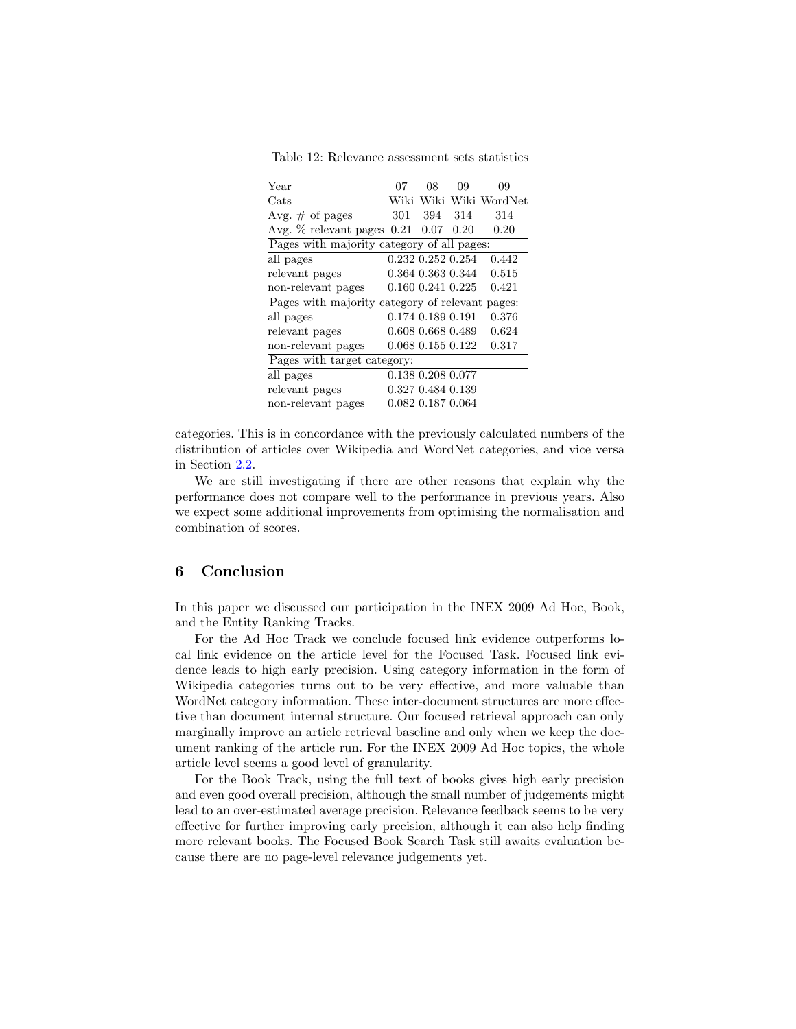Table 12: Relevance assessment sets statistics

| Year | 07 | 08 | 09 | 09 |
|---|---|---|---|---|
| Cats | Wiki | Wiki | Wiki | WordNet |
| Avg. # of pages | 301 | 394 | 314 | 314 |
| Avg. % relevant pages | 0.21 | 0.07 | 0.20 | 0.20 |
| Pages with majority category of all pages: | | | | |
| all pages | 0.232 | 0.252 | 0.254 | 0.442 |
| relevant pages | 0.364 | 0.363 | 0.344 | 0.515 |
| non-relevant pages | 0.160 | 0.241 | 0.225 | 0.421 |
| Pages with majority category of relevant pages: | | | | |
| all pages | 0.174 | 0.189 | 0.191 | 0.376 |
| relevant pages | 0.608 | 0.668 | 0.489 | 0.624 |
| non-relevant pages | 0.068 | 0.155 | 0.122 | 0.317 |
| Pages with target category: | | | | |
| all pages | 0.138 | 0.208 | 0.077 | |
| relevant pages | 0.327 | 0.484 | 0.139 | |
| non-relevant pages | 0.082 | 0.187 | 0.064 | |

categories. This is in concordance with the previously calculated numbers of the distribution of articles over Wikipedia and WordNet categories, and vice versa in Section 2.2.

We are still investigating if there are other reasons that explain why the performance does not compare well to the performance in previous years. Also we expect some additional improvements from optimising the normalisation and combination of scores.

## 6 Conclusion

In this paper we discussed our participation in the INEX 2009 Ad Hoc, Book, and the Entity Ranking Tracks.

For the Ad Hoc Track we conclude focused link evidence outperforms local link evidence on the article level for the Focused Task. Focused link evidence leads to high early precision. Using category information in the form of Wikipedia categories turns out to be very effective, and more valuable than WordNet category information. These inter-document structures are more effective than document internal structure. Our focused retrieval approach can only marginally improve an article retrieval baseline and only when we keep the document ranking of the article run. For the INEX 2009 Ad Hoc topics, the whole article level seems a good level of granularity.

For the Book Track, using the full text of books gives high early precision and even good overall precision, although the small number of judgements might lead to an over-estimated average precision. Relevance feedback seems to be very effective for further improving early precision, although it can also help finding more relevant books. The Focused Book Search Task still awaits evaluation because there are no page-level relevance judgements yet.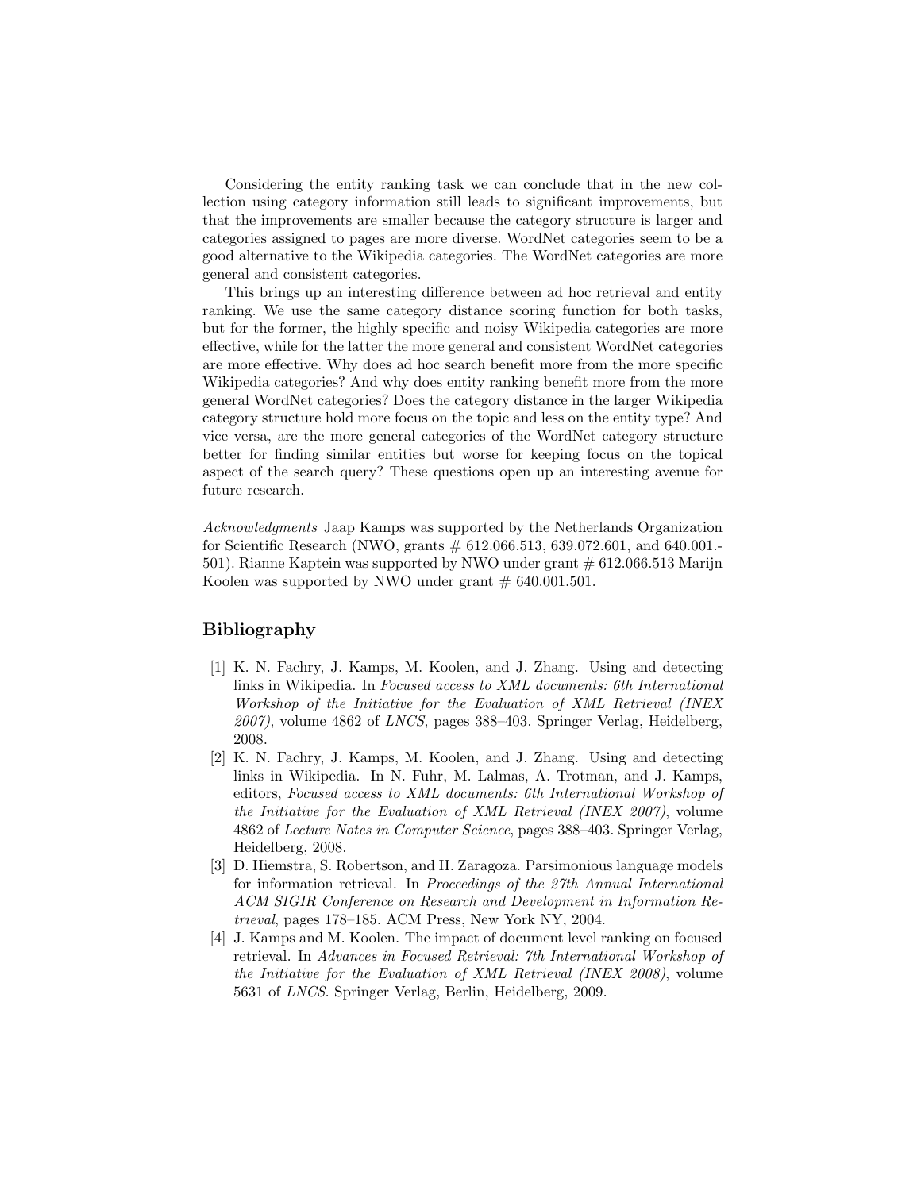Considering the entity ranking task we can conclude that in the new collection using category information still leads to significant improvements, but that the improvements are smaller because the category structure is larger and categories assigned to pages are more diverse. WordNet categories seem to be a good alternative to the Wikipedia categories. The WordNet categories are more general and consistent categories.

This brings up an interesting difference between ad hoc retrieval and entity ranking. We use the same category distance scoring function for both tasks, but for the former, the highly specific and noisy Wikipedia categories are more effective, while for the latter the more general and consistent WordNet categories are more effective. Why does ad hoc search benefit more from the more specific Wikipedia categories? And why does entity ranking benefit more from the more general WordNet categories? Does the category distance in the larger Wikipedia category structure hold more focus on the topic and less on the entity type? And vice versa, are the more general categories of the WordNet category structure better for finding similar entities but worse for keeping focus on the topical aspect of the search query? These questions open up an interesting avenue for future research.

*Acknowledgments* Jaap Kamps was supported by the Netherlands Organization for Scientific Research (NWO, grants # 612.066.513, 639.072.601, and 640.001.-501). Rianne Kaptein was supported by NWO under grant # 612.066.513 Marijn Koolen was supported by NWO under grant # 640.001.501.

## Bibliography

[1] K. N. Fachry, J. Kamps, M. Koolen, and J. Zhang. Using and detecting links in Wikipedia. In *Focused access to XML documents: 6th International Workshop of the Initiative for the Evaluation of XML Retrieval (INEX 2007)*, volume 4862 of *LNCS*, pages 388–403. Springer Verlag, Heidelberg, 2008.

[2] K. N. Fachry, J. Kamps, M. Koolen, and J. Zhang. Using and detecting links in Wikipedia. In N. Fuhr, M. Lalmas, A. Trotman, and J. Kamps, editors, *Focused access to XML documents: 6th International Workshop of the Initiative for the Evaluation of XML Retrieval (INEX 2007)*, volume 4862 of *Lecture Notes in Computer Science*, pages 388–403. Springer Verlag, Heidelberg, 2008.

[3] D. Hiemstra, S. Robertson, and H. Zaragoza. Parsimonious language models for information retrieval. In *Proceedings of the 27th Annual International ACM SIGIR Conference on Research and Development in Information Retrieval*, pages 178–185. ACM Press, New York NY, 2004.

[4] J. Kamps and M. Koolen. The impact of document level ranking on focused retrieval. In *Advances in Focused Retrieval: 7th International Workshop of the Initiative for the Evaluation of XML Retrieval (INEX 2008)*, volume 5631 of *LNCS*. Springer Verlag, Berlin, Heidelberg, 2009.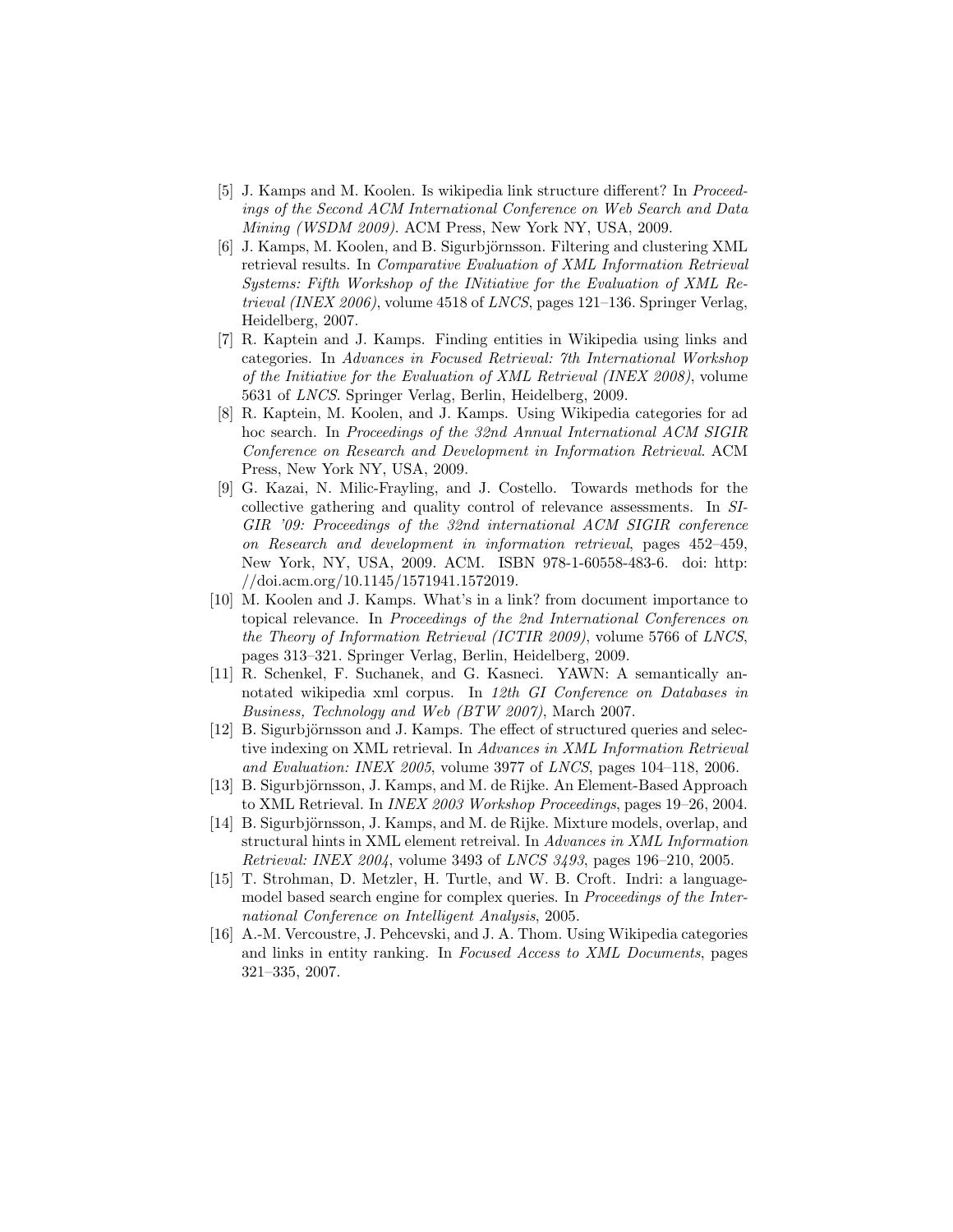[5] J. Kamps and M. Koolen. Is wikipedia link structure different? In *Proceedings of the Second ACM International Conference on Web Search and Data Mining (WSDM 2009)*. ACM Press, New York NY, USA, 2009.

[6] J. Kamps, M. Koolen, and B. Sigurbjörnsson. Filtering and clustering XML retrieval results. In *Comparative Evaluation of XML Information Retrieval Systems: Fifth Workshop of the INitiative for the Evaluation of XML Retrieval (INEX 2006)*, volume 4518 of *LNCS*, pages 121–136. Springer Verlag, Heidelberg, 2007.

[7] R. Kaptein and J. Kamps. Finding entities in Wikipedia using links and categories. In *Advances in Focused Retrieval: 7th International Workshop of the Initiative for the Evaluation of XML Retrieval (INEX 2008)*, volume 5631 of *LNCS*. Springer Verlag, Berlin, Heidelberg, 2009.

[8] R. Kaptein, M. Koolen, and J. Kamps. Using Wikipedia categories for ad hoc search. In *Proceedings of the 32nd Annual International ACM SIGIR Conference on Research and Development in Information Retrieval*. ACM Press, New York NY, USA, 2009.

[9] G. Kazai, N. Milic-Frayling, and J. Costello. Towards methods for the collective gathering and quality control of relevance assessments. In *SIGIR '09: Proceedings of the 32nd international ACM SIGIR conference on Research and development in information retrieval*, pages 452–459, New York, NY, USA, 2009. ACM. ISBN 978-1-60558-483-6. doi: http://doi.acm.org/10.1145/1571941.1572019.

[10] M. Koolen and J. Kamps. What's in a link? from document importance to topical relevance. In *Proceedings of the 2nd International Conferences on the Theory of Information Retrieval (ICTIR 2009)*, volume 5766 of *LNCS*, pages 313–321. Springer Verlag, Berlin, Heidelberg, 2009.

[11] R. Schenkel, F. Suchanek, and G. Kasneci. YAWN: A semantically annotated wikipedia xml corpus. In *12th GI Conference on Databases in Business, Technology and Web (BTW 2007)*, March 2007.

[12] B. Sigurbjörnsson and J. Kamps. The effect of structured queries and selective indexing on XML retrieval. In *Advances in XML Information Retrieval and Evaluation: INEX 2005*, volume 3977 of *LNCS*, pages 104–118, 2006.

[13] B. Sigurbjörnsson, J. Kamps, and M. de Rijke. An Element-Based Approach to XML Retrieval. In *INEX 2003 Workshop Proceedings*, pages 19–26, 2004.

[14] B. Sigurbjörnsson, J. Kamps, and M. de Rijke. Mixture models, overlap, and structural hints in XML element retreival. In *Advances in XML Information Retrieval: INEX 2004*, volume 3493 of *LNCS 3493*, pages 196–210, 2005.

[15] T. Strohman, D. Metzler, H. Turtle, and W. B. Croft. Indri: a language-model based search engine for complex queries. In *Proceedings of the International Conference on Intelligent Analysis*, 2005.

[16] A.-M. Vercoustre, J. Pehcevski, and J. A. Thom. Using Wikipedia categories and links in entity ranking. In *Focused Access to XML Documents*, pages 321–335, 2007.